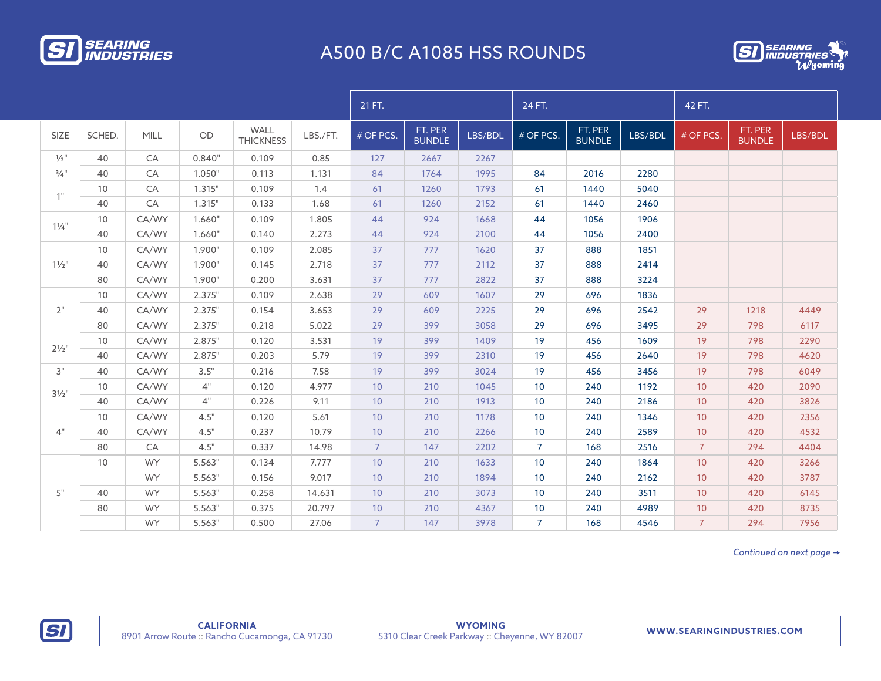# A500 B/C A1085 HSS ROUNDS

| SIZE | SCHED. | MILL | OD | WALL THICKNESS | LBS./FT. | 21 FT. | | | 24 FT. | | | 42 FT. | | |
|---|---|---|---|---|---|---|---|---|---|---|---|---|---|---|
| | | | | | | # OF PCS. | FT. PER BUNDLE | LBS/BDL | # OF PCS. | FT. PER BUNDLE | LBS/BDL | # OF PCS. | FT. PER BUNDLE | LBS/BDL |
| ½" | 40 | CA | 0.840" | 0.109 | 0.85 | 127 | 2667 | 2267 | | | | | | |
| ¾" | 40 | CA | 1.050" | 0.113 | 1.131 | 84 | 1764 | 1995 | 84 | 2016 | 2280 | | | |
| 1" | 10 | CA | 1.315" | 0.109 | 1.4 | 61 | 1260 | 1793 | 61 | 1440 | 5040 | | | |
| | 40 | CA | 1.315" | 0.133 | 1.68 | 61 | 1260 | 2152 | 61 | 1440 | 2460 | | | |
| 1¼" | 10 | CA/WY | 1.660" | 0.109 | 1.805 | 44 | 924 | 1668 | 44 | 1056 | 1906 | | | |
| | 40 | CA/WY | 1.660" | 0.140 | 2.273 | 44 | 924 | 2100 | 44 | 1056 | 2400 | | | |
| 1½" | 10 | CA/WY | 1.900" | 0.109 | 2.085 | 37 | 777 | 1620 | 37 | 888 | 1851 | | | |
| | 40 | CA/WY | 1.900" | 0.145 | 2.718 | 37 | 777 | 2112 | 37 | 888 | 2414 | | | |
| | 80 | CA/WY | 1.900" | 0.200 | 3.631 | 37 | 777 | 2822 | 37 | 888 | 3224 | | | |
| 2" | 10 | CA/WY | 2.375" | 0.109 | 2.638 | 29 | 609 | 1607 | 29 | 696 | 1836 | | | |
| | 40 | CA/WY | 2.375" | 0.154 | 3.653 | 29 | 609 | 2225 | 29 | 696 | 2542 | 29 | 1218 | 4449 |
| | 80 | CA/WY | 2.375" | 0.218 | 5.022 | 29 | 399 | 3058 | 29 | 696 | 3495 | 29 | 798 | 6117 |
| 2½" | 10 | CA/WY | 2.875" | 0.120 | 3.531 | 19 | 399 | 1409 | 19 | 456 | 1609 | 19 | 798 | 2290 |
| | 40 | CA/WY | 2.875" | 0.203 | 5.79 | 19 | 399 | 2310 | 19 | 456 | 2640 | 19 | 798 | 4620 |
| 3" | 40 | CA/WY | 3.5" | 0.216 | 7.58 | 19 | 399 | 3024 | 19 | 456 | 3456 | 19 | 798 | 6049 |
| 3½" | 10 | CA/WY | 4" | 0.120 | 4.977 | 10 | 210 | 1045 | 10 | 240 | 1192 | 10 | 420 | 2090 |
| | 40 | CA/WY | 4" | 0.226 | 9.11 | 10 | 210 | 1913 | 10 | 240 | 2186 | 10 | 420 | 3826 |
| 4" | 10 | CA/WY | 4.5" | 0.120 | 5.61 | 10 | 210 | 1178 | 10 | 240 | 1346 | 10 | 420 | 2356 |
| | 40 | CA/WY | 4.5" | 0.237 | 10.79 | 10 | 210 | 2266 | 10 | 240 | 2589 | 10 | 420 | 4532 |
| | 80 | CA | 4.5" | 0.337 | 14.98 | 7 | 147 | 2202 | 7 | 168 | 2516 | 7 | 294 | 4404 |
| 5" | 10 | WY | 5.563" | 0.134 | 7.777 | 10 | 210 | 1633 | 10 | 240 | 1864 | 10 | 420 | 3266 |
| | | WY | 5.563" | 0.156 | 9.017 | 10 | 210 | 1894 | 10 | 240 | 2162 | 10 | 420 | 3787 |
| | 40 | WY | 5.563" | 0.258 | 14.631 | 10 | 210 | 3073 | 10 | 240 | 3511 | 10 | 420 | 6145 |
| | 80 | WY | 5.563" | 0.375 | 20.797 | 10 | 210 | 4367 | 10 | 240 | 4989 | 10 | 420 | 8735 |
| | | WY | 5.563" | 0.500 | 27.06 | 7 | 147 | 3978 | 7 | 168 | 4546 | 7 | 294 | 7956 |

*Continued on next page →*

**CALIFORNIA**
8901 Arrow Route :: Rancho Cucamonga, CA 91730

**WYOMING**
5310 Clear Creek Parkway :: Cheyenne, WY 82007

**WWW.SEARINGINDUSTRIES.COM**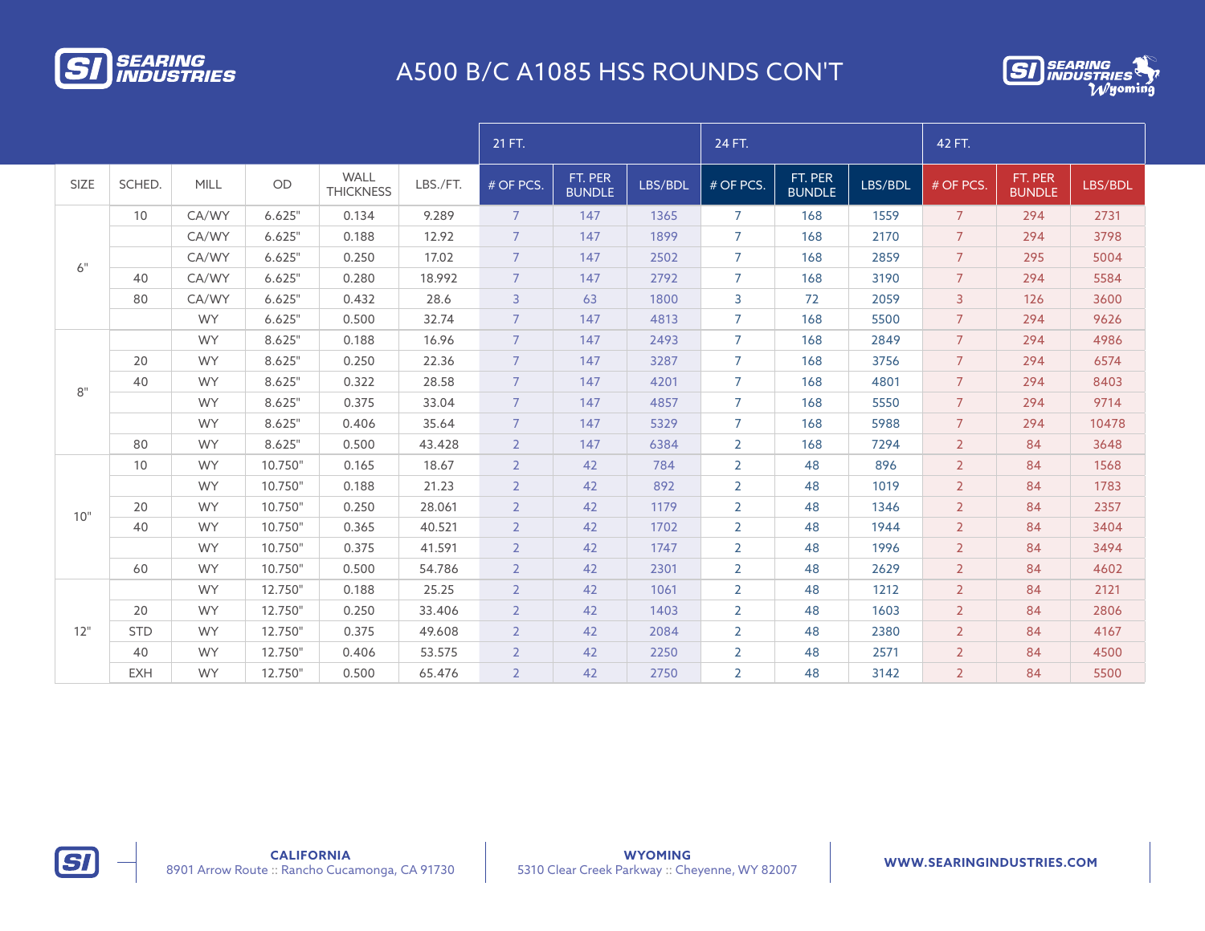# A500 B/C A1085 HSS ROUNDS CON'T

| | | | | | | 21 FT. | | | 24 FT. | | | 42 FT. | | |
|---|---|---|---|---|---|---|---|---|---|---|---|---|---|---|
| SIZE | SCHED. | MILL | OD | WALL THICKNESS | LBS./FT. | # OF PCS. | FT. PER BUNDLE | LBS/BDL | # OF PCS. | FT. PER BUNDLE | LBS/BDL | # OF PCS. | FT. PER BUNDLE | LBS/BDL |
| 6" | 10 | CA/WY | 6.625" | 0.134 | 9.289 | 7 | 147 | 1365 | 7 | 168 | 1559 | 7 | 294 | 2731 |
| | | CA/WY | 6.625" | 0.188 | 12.92 | 7 | 147 | 1899 | 7 | 168 | 2170 | 7 | 294 | 3798 |
| | | CA/WY | 6.625" | 0.250 | 17.02 | 7 | 147 | 2502 | 7 | 168 | 2859 | 7 | 295 | 5004 |
| | 40 | CA/WY | 6.625" | 0.280 | 18.992 | 7 | 147 | 2792 | 7 | 168 | 3190 | 7 | 294 | 5584 |
| | 80 | CA/WY | 6.625" | 0.432 | 28.6 | 3 | 63 | 1800 | 3 | 72 | 2059 | 3 | 126 | 3600 |
| | | WY | 6.625" | 0.500 | 32.74 | 7 | 147 | 4813 | 7 | 168 | 5500 | 7 | 294 | 9626 |
| 8" | | WY | 8.625" | 0.188 | 16.96 | 7 | 147 | 2493 | 7 | 168 | 2849 | 7 | 294 | 4986 |
| | 20 | WY | 8.625" | 0.250 | 22.36 | 7 | 147 | 3287 | 7 | 168 | 3756 | 7 | 294 | 6574 |
| | 40 | WY | 8.625" | 0.322 | 28.58 | 7 | 147 | 4201 | 7 | 168 | 4801 | 7 | 294 | 8403 |
| | | WY | 8.625" | 0.375 | 33.04 | 7 | 147 | 4857 | 7 | 168 | 5550 | 7 | 294 | 9714 |
| | | WY | 8.625" | 0.406 | 35.64 | 7 | 147 | 5329 | 7 | 168 | 5988 | 7 | 294 | 10478 |
| | 80 | WY | 8.625" | 0.500 | 43.428 | 2 | 147 | 6384 | 2 | 168 | 7294 | 2 | 84 | 3648 |
| 10" | 10 | WY | 10.750" | 0.165 | 18.67 | 2 | 42 | 784 | 2 | 48 | 896 | 2 | 84 | 1568 |
| | | WY | 10.750" | 0.188 | 21.23 | 2 | 42 | 892 | 2 | 48 | 1019 | 2 | 84 | 1783 |
| | 20 | WY | 10.750" | 0.250 | 28.061 | 2 | 42 | 1179 | 2 | 48 | 1346 | 2 | 84 | 2357 |
| | 40 | WY | 10.750" | 0.365 | 40.521 | 2 | 42 | 1702 | 2 | 48 | 1944 | 2 | 84 | 3404 |
| | | WY | 10.750" | 0.375 | 41.591 | 2 | 42 | 1747 | 2 | 48 | 1996 | 2 | 84 | 3494 |
| | 60 | WY | 10.750" | 0.500 | 54.786 | 2 | 42 | 2301 | 2 | 48 | 2629 | 2 | 84 | 4602 |
| 12" | | WY | 12.750" | 0.188 | 25.25 | 2 | 42 | 1061 | 2 | 48 | 1212 | 2 | 84 | 2121 |
| | 20 | WY | 12.750" | 0.250 | 33.406 | 2 | 42 | 1403 | 2 | 48 | 1603 | 2 | 84 | 2806 |
| | STD | WY | 12.750" | 0.375 | 49.608 | 2 | 42 | 2084 | 2 | 48 | 2380 | 2 | 84 | 4167 |
| | 40 | WY | 12.750" | 0.406 | 53.575 | 2 | 42 | 2250 | 2 | 48 | 2571 | 2 | 84 | 4500 |
| | EXH | WY | 12.750" | 0.500 | 65.476 | 2 | 42 | 2750 | 2 | 48 | 3142 | 2 | 84 | 5500 |

**CALIFORNIA**
8901 Arrow Route :: Rancho Cucamonga, CA 91730

**WYOMING**
5310 Clear Creek Parkway :: Cheyenne, WY 82007

**WWW.SEARINGINDUSTRIES.COM**